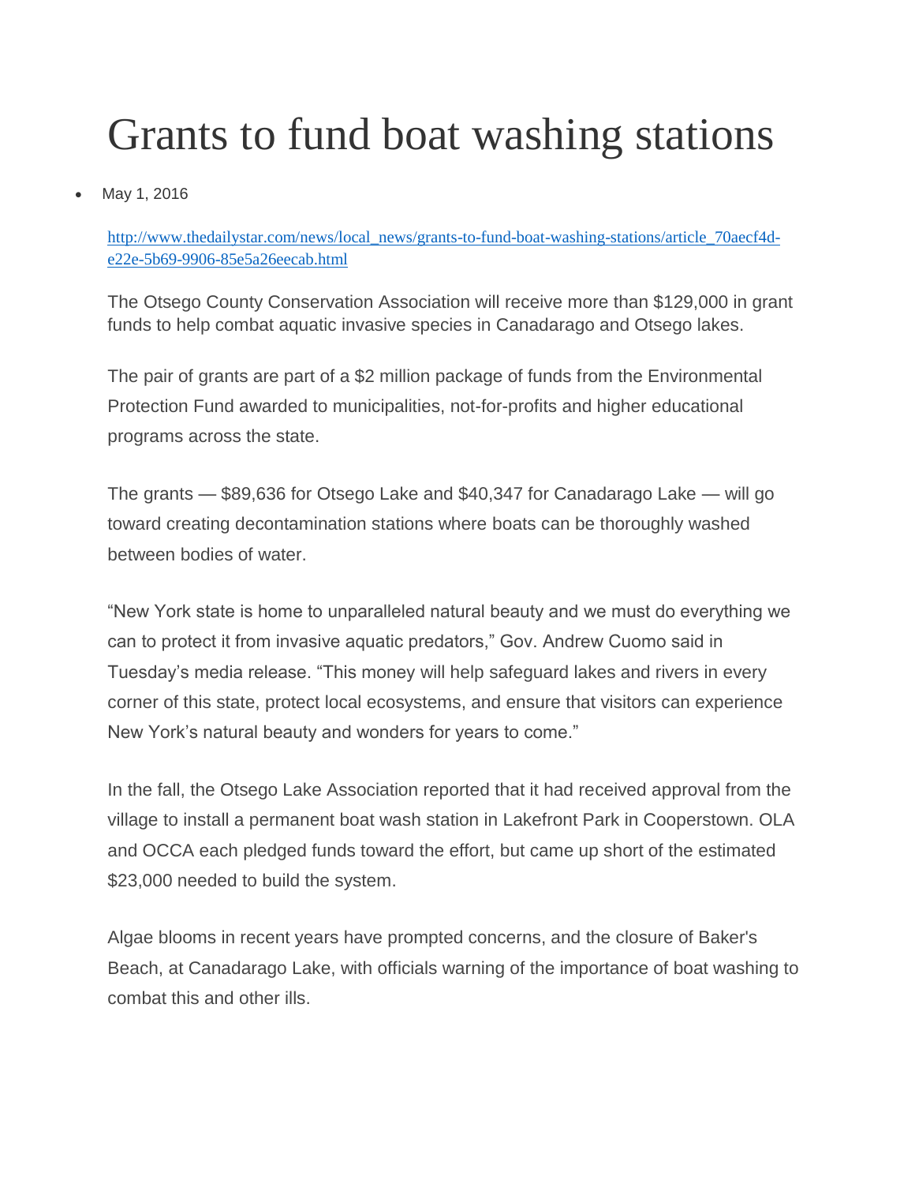# Grants to fund boat washing stations

- May 1, 2016

http://www.thedailystar.com/news/local_news/grants-to-fund-boat-washing-stations/article_70aecf4d-e22e-5b69-9906-85e5a26eecab.html

The Otsego County Conservation Association will receive more than $129,000 in grant funds to help combat aquatic invasive species in Canadarago and Otsego lakes.

The pair of grants are part of a $2 million package of funds from the Environmental Protection Fund awarded to municipalities, not-for-profits and higher educational programs across the state.

The grants — $89,636 for Otsego Lake and $40,347 for Canadarago Lake — will go toward creating decontamination stations where boats can be thoroughly washed between bodies of water.

"New York state is home to unparalleled natural beauty and we must do everything we can to protect it from invasive aquatic predators," Gov. Andrew Cuomo said in Tuesday's media release. "This money will help safeguard lakes and rivers in every corner of this state, protect local ecosystems, and ensure that visitors can experience New York's natural beauty and wonders for years to come."

In the fall, the Otsego Lake Association reported that it had received approval from the village to install a permanent boat wash station in Lakefront Park in Cooperstown. OLA and OCCA each pledged funds toward the effort, but came up short of the estimated $23,000 needed to build the system.

Algae blooms in recent years have prompted concerns, and the closure of Baker's Beach, at Canadarago Lake, with officials warning of the importance of boat washing to combat this and other ills.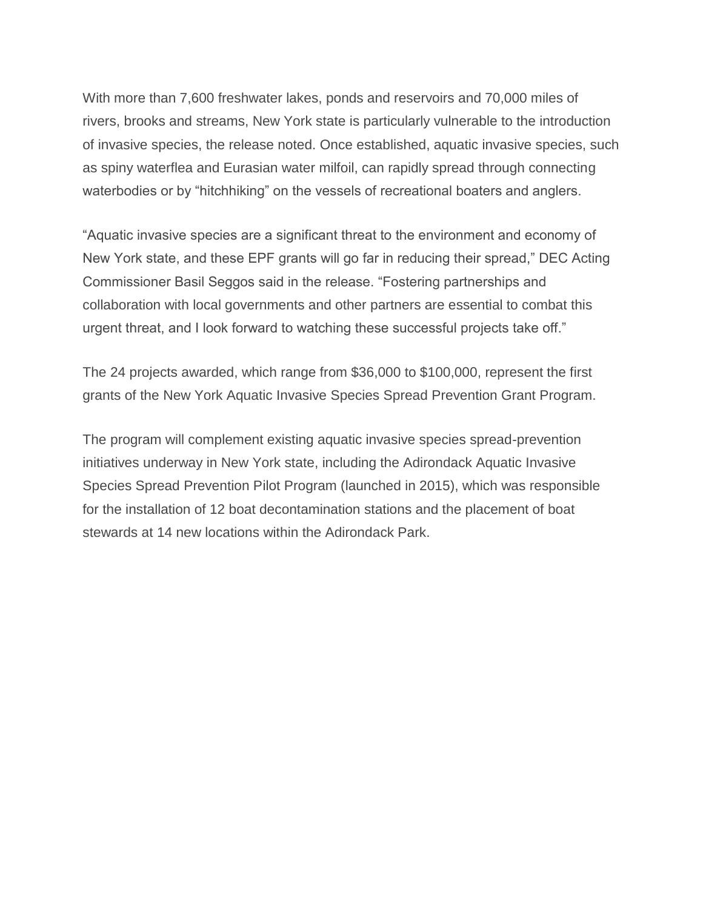With more than 7,600 freshwater lakes, ponds and reservoirs and 70,000 miles of rivers, brooks and streams, New York state is particularly vulnerable to the introduction of invasive species, the release noted. Once established, aquatic invasive species, such as spiny waterflea and Eurasian water milfoil, can rapidly spread through connecting waterbodies or by "hitchhiking" on the vessels of recreational boaters and anglers.

"Aquatic invasive species are a significant threat to the environment and economy of New York state, and these EPF grants will go far in reducing their spread," DEC Acting Commissioner Basil Seggos said in the release. "Fostering partnerships and collaboration with local governments and other partners are essential to combat this urgent threat, and I look forward to watching these successful projects take off."

The 24 projects awarded, which range from $36,000 to $100,000, represent the first grants of the New York Aquatic Invasive Species Spread Prevention Grant Program.

The program will complement existing aquatic invasive species spread-prevention initiatives underway in New York state, including the Adirondack Aquatic Invasive Species Spread Prevention Pilot Program (launched in 2015), which was responsible for the installation of 12 boat decontamination stations and the placement of boat stewards at 14 new locations within the Adirondack Park.